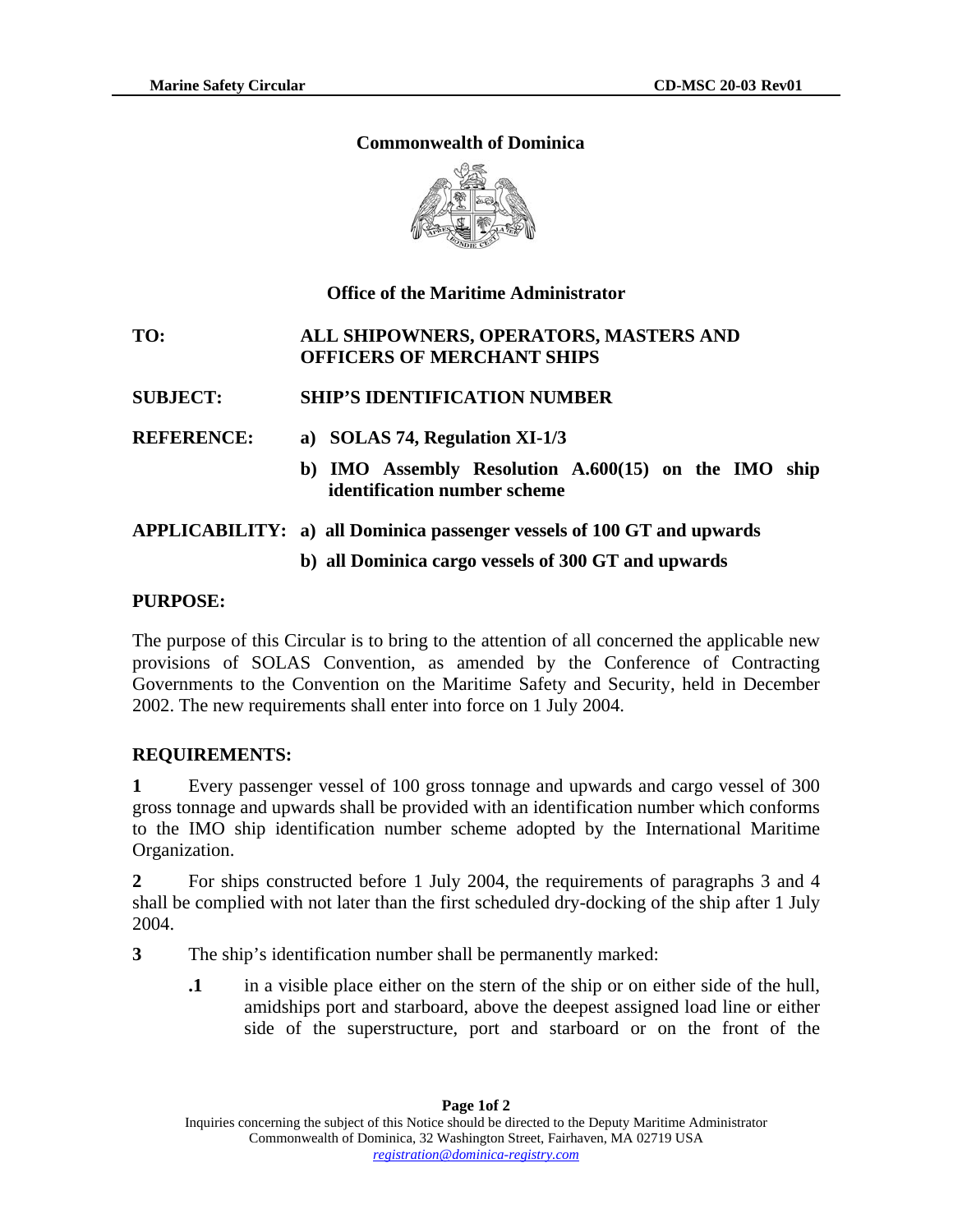# Commonwealth of Dominica

## Office of the Maritime Administrator

**TO:** **ALL SHIPOWNERS, OPERATORS, MASTERS AND OFFICERS OF MERCHANT SHIPS**

**SUBJECT:** **SHIP'S IDENTIFICATION NUMBER**

**REFERENCE:**
**a) SOLAS 74, Regulation XI-1/3**
**b) IMO Assembly Resolution A.600(15) on the IMO ship identification number scheme**

**APPLICABILITY:**
**a) all Dominica passenger vessels of 100 GT and upwards**
**b) all Dominica cargo vessels of 300 GT and upwards**

**PURPOSE:**

The purpose of this Circular is to bring to the attention of all concerned the applicable new provisions of SOLAS Convention, as amended by the Conference of Contracting Governments to the Convention on the Maritime Safety and Security, held in December 2002. The new requirements shall enter into force on 1 July 2004.

**REQUIREMENTS:**

**1** Every passenger vessel of 100 gross tonnage and upwards and cargo vessel of 300 gross tonnage and upwards shall be provided with an identification number which conforms to the IMO ship identification number scheme adopted by the International Maritime Organization.

**2** For ships constructed before 1 July 2004, the requirements of paragraphs 3 and 4 shall be complied with not later than the first scheduled dry-docking of the ship after 1 July 2004.

**3** The ship's identification number shall be permanently marked:

**.1** in a visible place either on the stern of the ship or on either side of the hull, amidships port and starboard, above the deepest assigned load line or either side of the superstructure, port and starboard or on the front of the

Inquiries concerning the subject of this Notice should be directed to the Deputy Maritime Administrator
Commonwealth of Dominica, 32 Washington Street, Fairhaven, MA 02719 USA
registration@dominica-registry.com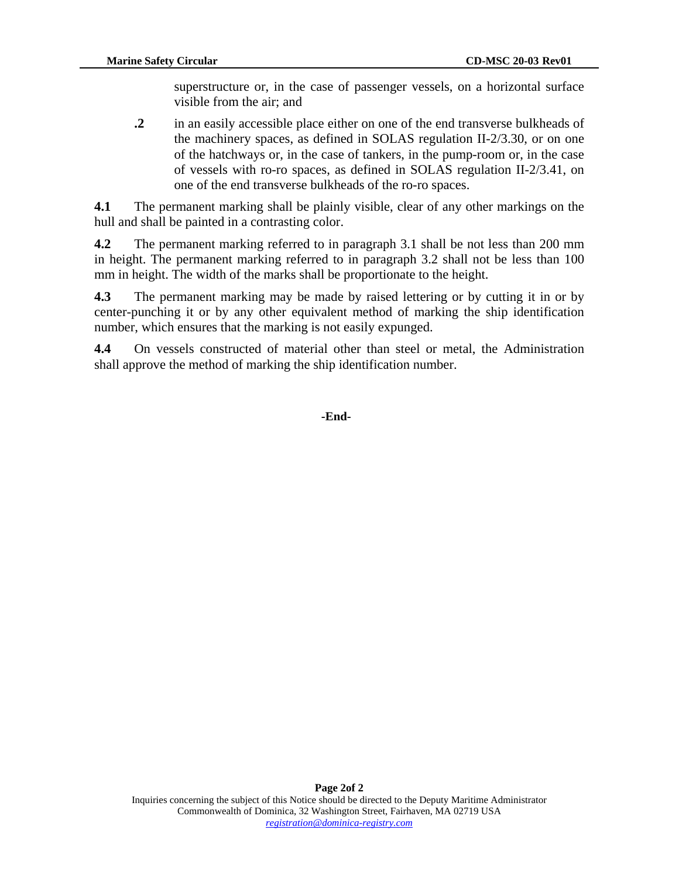superstructure or, in the case of passenger vessels, on a horizontal surface visible from the air; and

**.2** in an easily accessible place either on one of the end transverse bulkheads of the machinery spaces, as defined in SOLAS regulation II-2/3.30, or on one of the hatchways or, in the case of tankers, in the pump-room or, in the case of vessels with ro-ro spaces, as defined in SOLAS regulation II-2/3.41, on one of the end transverse bulkheads of the ro-ro spaces.

**4.1** The permanent marking shall be plainly visible, clear of any other markings on the hull and shall be painted in a contrasting color.

**4.2** The permanent marking referred to in paragraph 3.1 shall be not less than 200 mm in height. The permanent marking referred to in paragraph 3.2 shall not be less than 100 mm in height. The width of the marks shall be proportionate to the height.

**4.3** The permanent marking may be made by raised lettering or by cutting it in or by center-punching it or by any other equivalent method of marking the ship identification number, which ensures that the marking is not easily expunged.

**4.4** On vessels constructed of material other than steel or metal, the Administration shall approve the method of marking the ship identification number.

**-End-**

Inquiries concerning the subject of this Notice should be directed to the Deputy Maritime Administrator
Commonwealth of Dominica, 32 Washington Street, Fairhaven, MA 02719 USA
*registration@dominica-registry.com*